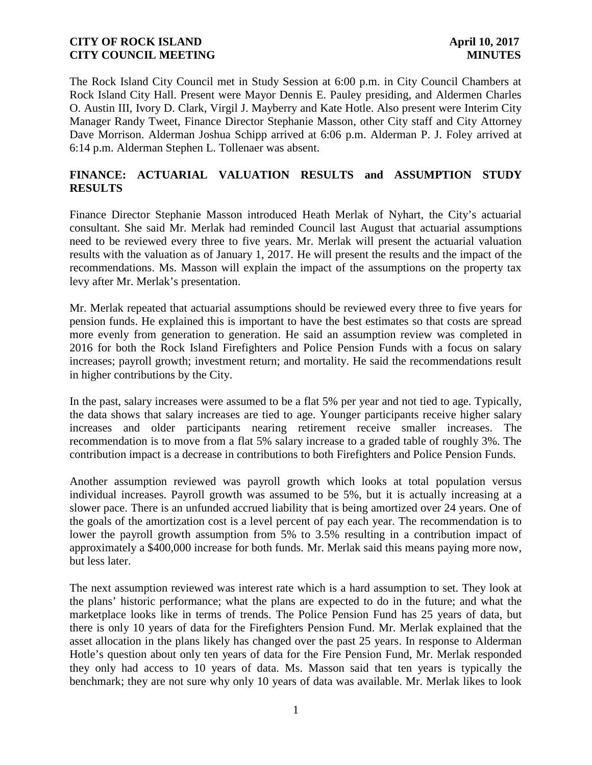**CITY OF ROCK ISLAND** **April 10, 2017**
**CITY COUNCIL MEETING** **MINUTES**

The Rock Island City Council met in Study Session at 6:00 p.m. in City Council Chambers at Rock Island City Hall. Present were Mayor Dennis E. Pauley presiding, and Aldermen Charles O. Austin III, Ivory D. Clark, Virgil J. Mayberry and Kate Hotle. Also present were Interim City Manager Randy Tweet, Finance Director Stephanie Masson, other City staff and City Attorney Dave Morrison. Alderman Joshua Schipp arrived at 6:06 p.m. Alderman P. J. Foley arrived at 6:14 p.m. Alderman Stephen L. Tollenaer was absent.

## FINANCE: ACTUARIAL VALUATION RESULTS and ASSUMPTION STUDY RESULTS

Finance Director Stephanie Masson introduced Heath Merlak of Nyhart, the City's actuarial consultant. She said Mr. Merlak had reminded Council last August that actuarial assumptions need to be reviewed every three to five years. Mr. Merlak will present the actuarial valuation results with the valuation as of January 1, 2017. He will present the results and the impact of the recommendations. Ms. Masson will explain the impact of the assumptions on the property tax levy after Mr. Merlak's presentation.

Mr. Merlak repeated that actuarial assumptions should be reviewed every three to five years for pension funds. He explained this is important to have the best estimates so that costs are spread more evenly from generation to generation. He said an assumption review was completed in 2016 for both the Rock Island Firefighters and Police Pension Funds with a focus on salary increases; payroll growth; investment return; and mortality. He said the recommendations result in higher contributions by the City.

In the past, salary increases were assumed to be a flat 5% per year and not tied to age. Typically, the data shows that salary increases are tied to age. Younger participants receive higher salary increases and older participants nearing retirement receive smaller increases. The recommendation is to move from a flat 5% salary increase to a graded table of roughly 3%. The contribution impact is a decrease in contributions to both Firefighters and Police Pension Funds.

Another assumption reviewed was payroll growth which looks at total population versus individual increases. Payroll growth was assumed to be 5%, but it is actually increasing at a slower pace. There is an unfunded accrued liability that is being amortized over 24 years. One of the goals of the amortization cost is a level percent of pay each year. The recommendation is to lower the payroll growth assumption from 5% to 3.5% resulting in a contribution impact of approximately a $400,000 increase for both funds. Mr. Merlak said this means paying more now, but less later.

The next assumption reviewed was interest rate which is a hard assumption to set. They look at the plans' historic performance; what the plans are expected to do in the future; and what the marketplace looks like in terms of trends. The Police Pension Fund has 25 years of data, but there is only 10 years of data for the Firefighters Pension Fund. Mr. Merlak explained that the asset allocation in the plans likely has changed over the past 25 years. In response to Alderman Hotle's question about only ten years of data for the Fire Pension Fund, Mr. Merlak responded they only had access to 10 years of data. Ms. Masson said that ten years is typically the benchmark; they are not sure why only 10 years of data was available. Mr. Merlak likes to look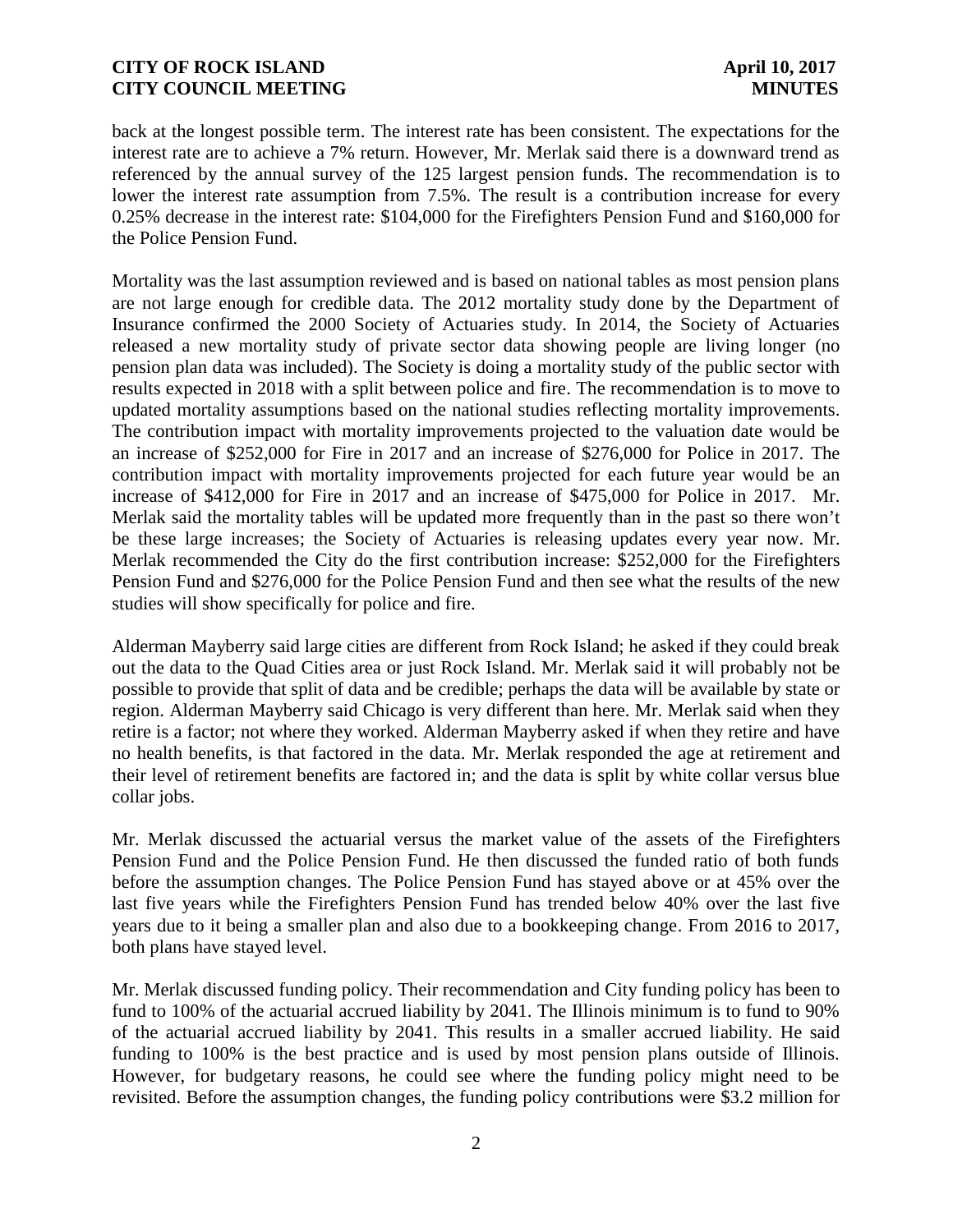back at the longest possible term. The interest rate has been consistent. The expectations for the interest rate are to achieve a 7% return. However, Mr. Merlak said there is a downward trend as referenced by the annual survey of the 125 largest pension funds. The recommendation is to lower the interest rate assumption from 7.5%. The result is a contribution increase for every 0.25% decrease in the interest rate: $104,000 for the Firefighters Pension Fund and $160,000 for the Police Pension Fund.

Mortality was the last assumption reviewed and is based on national tables as most pension plans are not large enough for credible data. The 2012 mortality study done by the Department of Insurance confirmed the 2000 Society of Actuaries study. In 2014, the Society of Actuaries released a new mortality study of private sector data showing people are living longer (no pension plan data was included). The Society is doing a mortality study of the public sector with results expected in 2018 with a split between police and fire. The recommendation is to move to updated mortality assumptions based on the national studies reflecting mortality improvements. The contribution impact with mortality improvements projected to the valuation date would be an increase of $252,000 for Fire in 2017 and an increase of $276,000 for Police in 2017. The contribution impact with mortality improvements projected for each future year would be an increase of $412,000 for Fire in 2017 and an increase of $475,000 for Police in 2017. Mr. Merlak said the mortality tables will be updated more frequently than in the past so there won't be these large increases; the Society of Actuaries is releasing updates every year now. Mr. Merlak recommended the City do the first contribution increase: $252,000 for the Firefighters Pension Fund and $276,000 for the Police Pension Fund and then see what the results of the new studies will show specifically for police and fire.

Alderman Mayberry said large cities are different from Rock Island; he asked if they could break out the data to the Quad Cities area or just Rock Island. Mr. Merlak said it will probably not be possible to provide that split of data and be credible; perhaps the data will be available by state or region. Alderman Mayberry said Chicago is very different than here. Mr. Merlak said when they retire is a factor; not where they worked. Alderman Mayberry asked if when they retire and have no health benefits, is that factored in the data. Mr. Merlak responded the age at retirement and their level of retirement benefits are factored in; and the data is split by white collar versus blue collar jobs.

Mr. Merlak discussed the actuarial versus the market value of the assets of the Firefighters Pension Fund and the Police Pension Fund. He then discussed the funded ratio of both funds before the assumption changes. The Police Pension Fund has stayed above or at 45% over the last five years while the Firefighters Pension Fund has trended below 40% over the last five years due to it being a smaller plan and also due to a bookkeeping change. From 2016 to 2017, both plans have stayed level.

Mr. Merlak discussed funding policy. Their recommendation and City funding policy has been to fund to 100% of the actuarial accrued liability by 2041. The Illinois minimum is to fund to 90% of the actuarial accrued liability by 2041. This results in a smaller accrued liability. He said funding to 100% is the best practice and is used by most pension plans outside of Illinois. However, for budgetary reasons, he could see where the funding policy might need to be revisited. Before the assumption changes, the funding policy contributions were $3.2 million for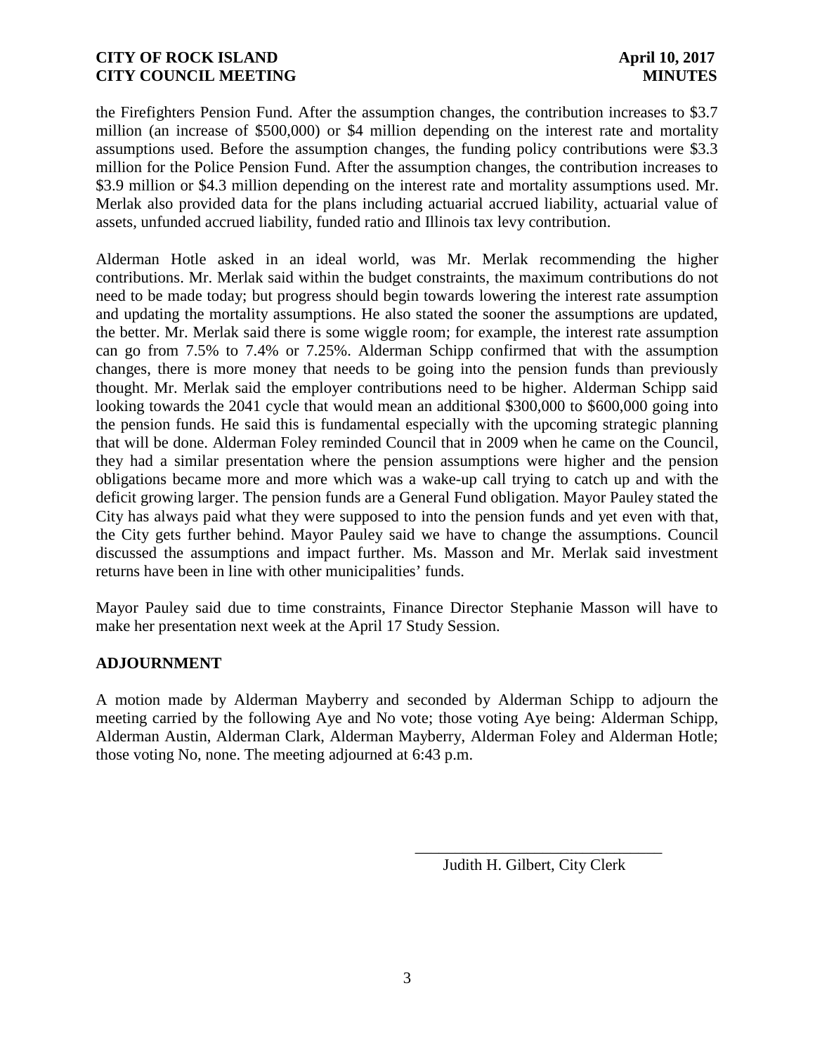the Firefighters Pension Fund. After the assumption changes, the contribution increases to $3.7 million (an increase of $500,000) or $4 million depending on the interest rate and mortality assumptions used. Before the assumption changes, the funding policy contributions were $3.3 million for the Police Pension Fund. After the assumption changes, the contribution increases to $3.9 million or $4.3 million depending on the interest rate and mortality assumptions used. Mr. Merlak also provided data for the plans including actuarial accrued liability, actuarial value of assets, unfunded accrued liability, funded ratio and Illinois tax levy contribution.

Alderman Hotle asked in an ideal world, was Mr. Merlak recommending the higher contributions. Mr. Merlak said within the budget constraints, the maximum contributions do not need to be made today; but progress should begin towards lowering the interest rate assumption and updating the mortality assumptions. He also stated the sooner the assumptions are updated, the better. Mr. Merlak said there is some wiggle room; for example, the interest rate assumption can go from 7.5% to 7.4% or 7.25%. Alderman Schipp confirmed that with the assumption changes, there is more money that needs to be going into the pension funds than previously thought. Mr. Merlak said the employer contributions need to be higher. Alderman Schipp said looking towards the 2041 cycle that would mean an additional $300,000 to $600,000 going into the pension funds. He said this is fundamental especially with the upcoming strategic planning that will be done. Alderman Foley reminded Council that in 2009 when he came on the Council, they had a similar presentation where the pension assumptions were higher and the pension obligations became more and more which was a wake-up call trying to catch up and with the deficit growing larger. The pension funds are a General Fund obligation. Mayor Pauley stated the City has always paid what they were supposed to into the pension funds and yet even with that, the City gets further behind. Mayor Pauley said we have to change the assumptions. Council discussed the assumptions and impact further. Ms. Masson and Mr. Merlak said investment returns have been in line with other municipalities' funds.

Mayor Pauley said due to time constraints, Finance Director Stephanie Masson will have to make her presentation next week at the April 17 Study Session.

## ADJOURNMENT

A motion made by Alderman Mayberry and seconded by Alderman Schipp to adjourn the meeting carried by the following Aye and No vote; those voting Aye being: Alderman Schipp, Alderman Austin, Alderman Clark, Alderman Mayberry, Alderman Foley and Alderman Hotle; those voting No, none. The meeting adjourned at 6:43 p.m.

_______________________________
Judith H. Gilbert, City Clerk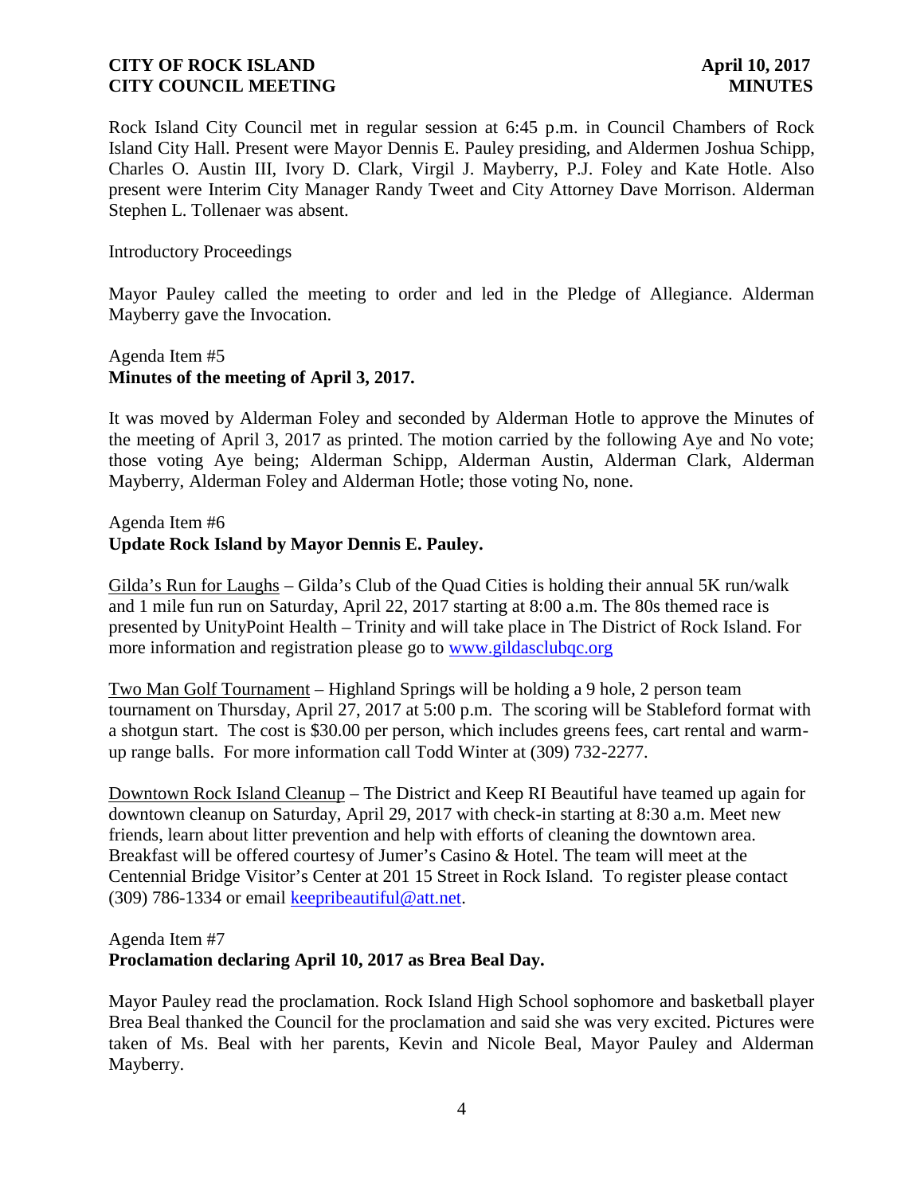**CITY OF ROCK ISLAND** **April 10, 2017**
**CITY COUNCIL MEETING** **MINUTES**

Rock Island City Council met in regular session at 6:45 p.m. in Council Chambers of Rock Island City Hall. Present were Mayor Dennis E. Pauley presiding, and Aldermen Joshua Schipp, Charles O. Austin III, Ivory D. Clark, Virgil J. Mayberry, P.J. Foley and Kate Hotle. Also present were Interim City Manager Randy Tweet and City Attorney Dave Morrison. Alderman Stephen L. Tollenaer was absent.

Introductory Proceedings

Mayor Pauley called the meeting to order and led in the Pledge of Allegiance. Alderman Mayberry gave the Invocation.

Agenda Item #5
**Minutes of the meeting of April 3, 2017.**

It was moved by Alderman Foley and seconded by Alderman Hotle to approve the Minutes of the meeting of April 3, 2017 as printed. The motion carried by the following Aye and No vote; those voting Aye being; Alderman Schipp, Alderman Austin, Alderman Clark, Alderman Mayberry, Alderman Foley and Alderman Hotle; those voting No, none.

Agenda Item #6
**Update Rock Island by Mayor Dennis E. Pauley.**

Gilda's Run for Laughs – Gilda's Club of the Quad Cities is holding their annual 5K run/walk and 1 mile fun run on Saturday, April 22, 2017 starting at 8:00 a.m. The 80s themed race is presented by UnityPoint Health – Trinity and will take place in The District of Rock Island. For more information and registration please go to www.gildasclubqc.org

Two Man Golf Tournament – Highland Springs will be holding a 9 hole, 2 person team tournament on Thursday, April 27, 2017 at 5:00 p.m. The scoring will be Stableford format with a shotgun start. The cost is $30.00 per person, which includes greens fees, cart rental and warm-up range balls. For more information call Todd Winter at (309) 732-2277.

Downtown Rock Island Cleanup – The District and Keep RI Beautiful have teamed up again for downtown cleanup on Saturday, April 29, 2017 with check-in starting at 8:30 a.m. Meet new friends, learn about litter prevention and help with efforts of cleaning the downtown area. Breakfast will be offered courtesy of Jumer's Casino & Hotel. The team will meet at the Centennial Bridge Visitor's Center at 201 15 Street in Rock Island. To register please contact (309) 786-1334 or email keepribeautiful@att.net.

Agenda Item #7
**Proclamation declaring April 10, 2017 as Brea Beal Day.**

Mayor Pauley read the proclamation. Rock Island High School sophomore and basketball player Brea Beal thanked the Council for the proclamation and said she was very excited. Pictures were taken of Ms. Beal with her parents, Kevin and Nicole Beal, Mayor Pauley and Alderman Mayberry.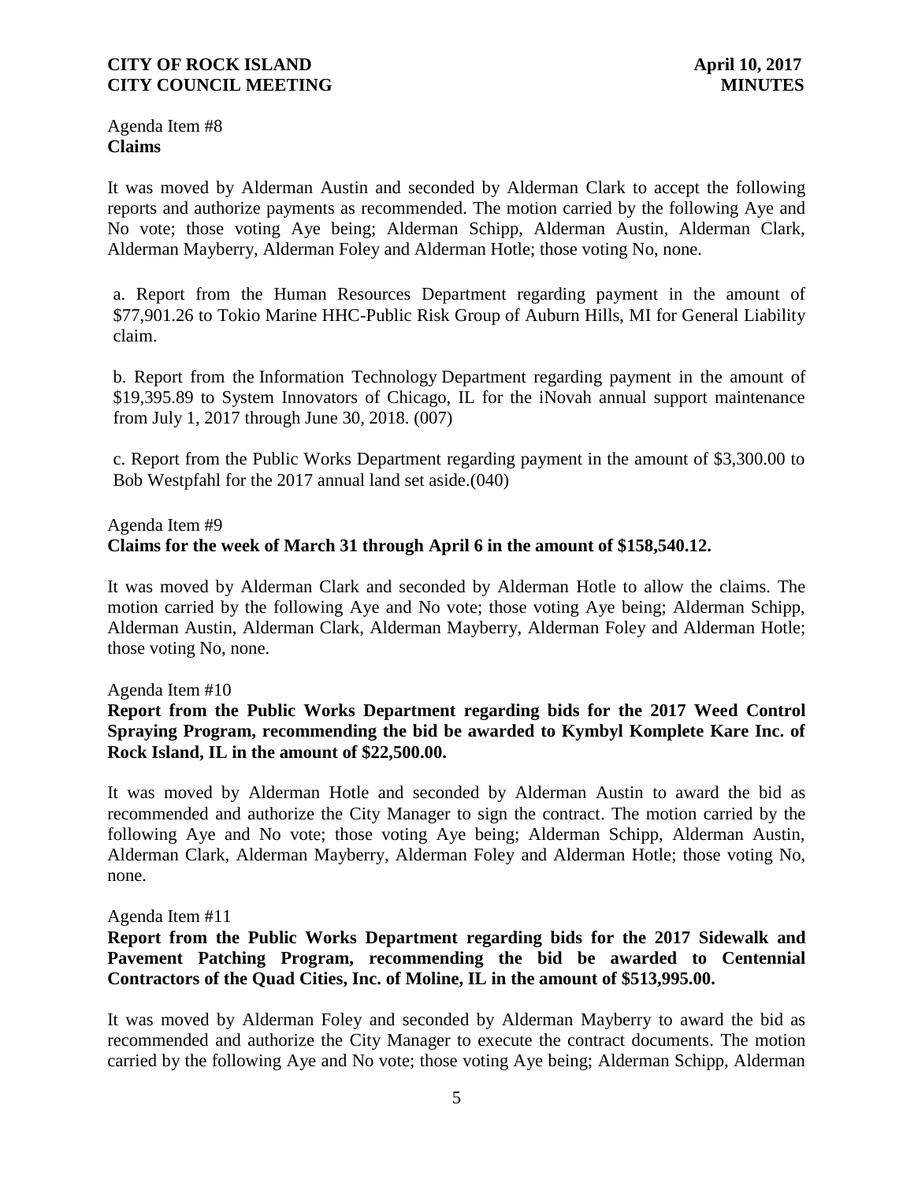Agenda Item #8
**Claims**

It was moved by Alderman Austin and seconded by Alderman Clark to accept the following reports and authorize payments as recommended. The motion carried by the following Aye and No vote; those voting Aye being; Alderman Schipp, Alderman Austin, Alderman Clark, Alderman Mayberry, Alderman Foley and Alderman Hotle; those voting No, none.

a. Report from the Human Resources Department regarding payment in the amount of $77,901.26 to Tokio Marine HHC-Public Risk Group of Auburn Hills, MI for General Liability claim.

b. Report from the Information Technology Department regarding payment in the amount of $19,395.89 to System Innovators of Chicago, IL for the iNovah annual support maintenance from July 1, 2017 through June 30, 2018. (007)

c. Report from the Public Works Department regarding payment in the amount of $3,300.00 to Bob Westpfahl for the 2017 annual land set aside.(040)

Agenda Item #9
**Claims for the week of March 31 through April 6 in the amount of $158,540.12.**

It was moved by Alderman Clark and seconded by Alderman Hotle to allow the claims. The motion carried by the following Aye and No vote; those voting Aye being; Alderman Schipp, Alderman Austin, Alderman Clark, Alderman Mayberry, Alderman Foley and Alderman Hotle; those voting No, none.

Agenda Item #10
**Report from the Public Works Department regarding bids for the 2017 Weed Control Spraying Program, recommending the bid be awarded to Kymbyl Komplete Kare Inc. of Rock Island, IL in the amount of $22,500.00.**

It was moved by Alderman Hotle and seconded by Alderman Austin to award the bid as recommended and authorize the City Manager to sign the contract. The motion carried by the following Aye and No vote; those voting Aye being; Alderman Schipp, Alderman Austin, Alderman Clark, Alderman Mayberry, Alderman Foley and Alderman Hotle; those voting No, none.

Agenda Item #11
**Report from the Public Works Department regarding bids for the 2017 Sidewalk and Pavement Patching Program, recommending the bid be awarded to Centennial Contractors of the Quad Cities, Inc. of Moline, IL in the amount of $513,995.00.**

It was moved by Alderman Foley and seconded by Alderman Mayberry to award the bid as recommended and authorize the City Manager to execute the contract documents. The motion carried by the following Aye and No vote; those voting Aye being; Alderman Schipp, Alderman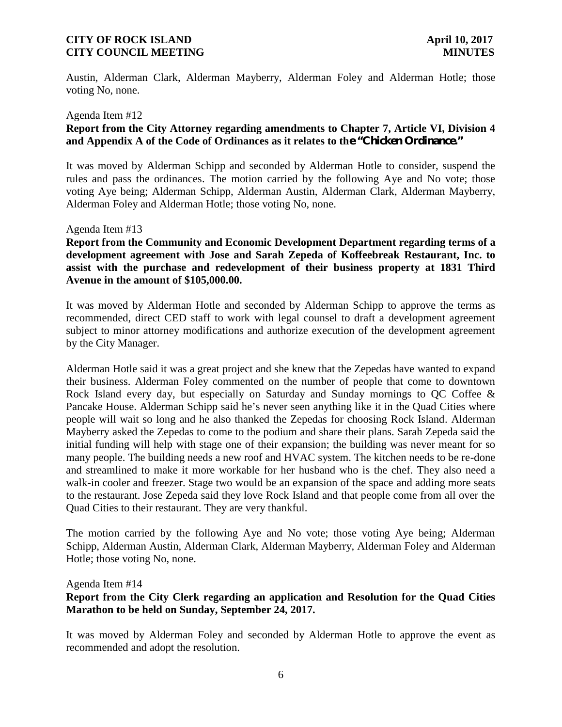Austin, Alderman Clark, Alderman Mayberry, Alderman Foley and Alderman Hotle; those voting No, none.

Agenda Item #12

**Report from the City Attorney regarding amendments to Chapter 7, Article VI, Division 4 and Appendix A of the Code of Ordinances as it relates to the "Chicken Ordinance."**

It was moved by Alderman Schipp and seconded by Alderman Hotle to consider, suspend the rules and pass the ordinances. The motion carried by the following Aye and No vote; those voting Aye being; Alderman Schipp, Alderman Austin, Alderman Clark, Alderman Mayberry, Alderman Foley and Alderman Hotle; those voting No, none.

Agenda Item #13

**Report from the Community and Economic Development Department regarding terms of a development agreement with Jose and Sarah Zepeda of Koffeebreak Restaurant, Inc. to assist with the purchase and redevelopment of their business property at 1831 Third Avenue in the amount of $105,000.00.**

It was moved by Alderman Hotle and seconded by Alderman Schipp to approve the terms as recommended, direct CED staff to work with legal counsel to draft a development agreement subject to minor attorney modifications and authorize execution of the development agreement by the City Manager.

Alderman Hotle said it was a great project and she knew that the Zepedas have wanted to expand their business. Alderman Foley commented on the number of people that come to downtown Rock Island every day, but especially on Saturday and Sunday mornings to QC Coffee & Pancake House. Alderman Schipp said he's never seen anything like it in the Quad Cities where people will wait so long and he also thanked the Zepedas for choosing Rock Island. Alderman Mayberry asked the Zepedas to come to the podium and share their plans. Sarah Zepeda said the initial funding will help with stage one of their expansion; the building was never meant for so many people. The building needs a new roof and HVAC system. The kitchen needs to be re-done and streamlined to make it more workable for her husband who is the chef. They also need a walk-in cooler and freezer. Stage two would be an expansion of the space and adding more seats to the restaurant. Jose Zepeda said they love Rock Island and that people come from all over the Quad Cities to their restaurant. They are very thankful.

The motion carried by the following Aye and No vote; those voting Aye being; Alderman Schipp, Alderman Austin, Alderman Clark, Alderman Mayberry, Alderman Foley and Alderman Hotle; those voting No, none.

Agenda Item #14

**Report from the City Clerk regarding an application and Resolution for the Quad Cities Marathon to be held on Sunday, September 24, 2017.**

It was moved by Alderman Foley and seconded by Alderman Hotle to approve the event as recommended and adopt the resolution.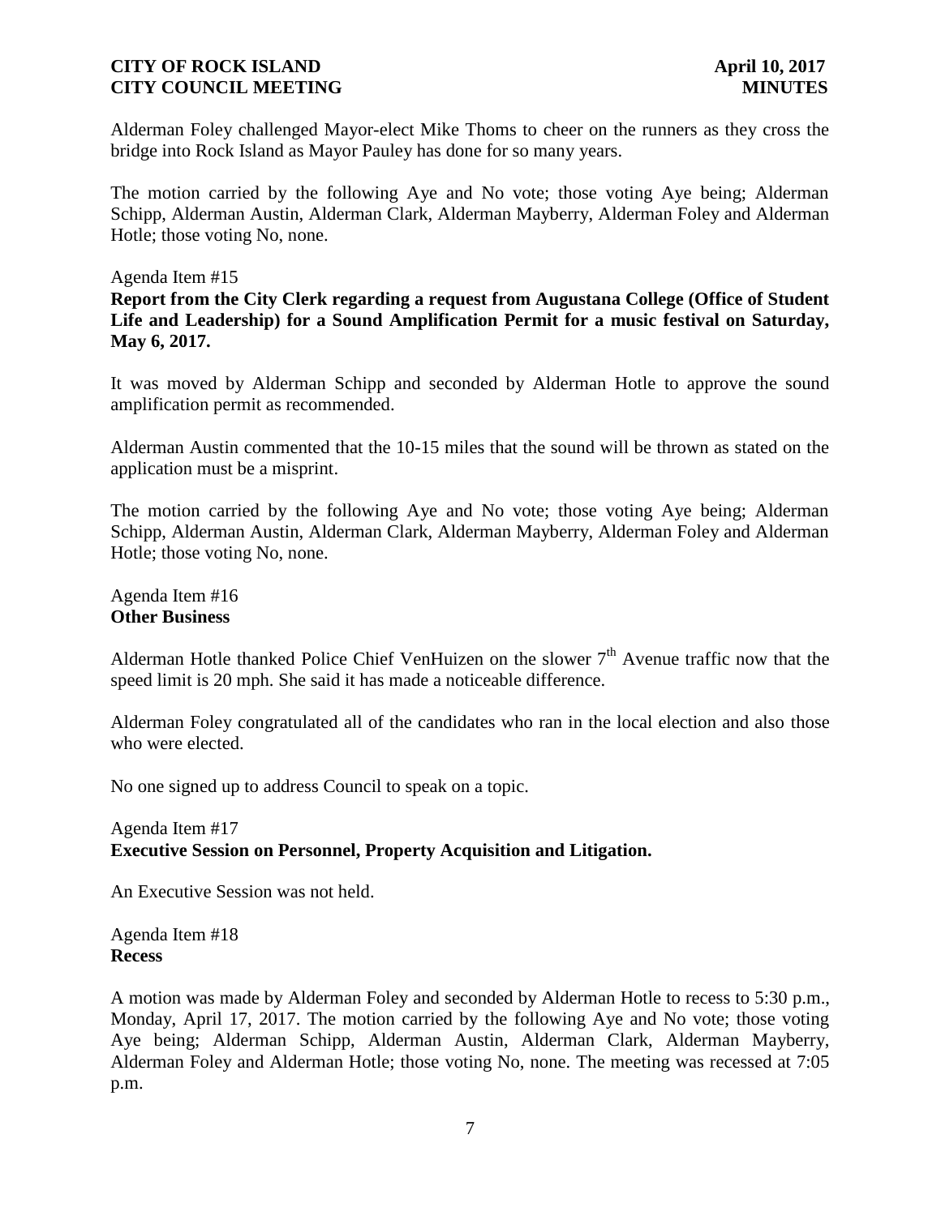Alderman Foley challenged Mayor-elect Mike Thoms to cheer on the runners as they cross the bridge into Rock Island as Mayor Pauley has done for so many years.

The motion carried by the following Aye and No vote; those voting Aye being; Alderman Schipp, Alderman Austin, Alderman Clark, Alderman Mayberry, Alderman Foley and Alderman Hotle; those voting No, none.

Agenda Item #15
**Report from the City Clerk regarding a request from Augustana College (Office of Student Life and Leadership) for a Sound Amplification Permit for a music festival on Saturday, May 6, 2017.**

It was moved by Alderman Schipp and seconded by Alderman Hotle to approve the sound amplification permit as recommended.

Alderman Austin commented that the 10-15 miles that the sound will be thrown as stated on the application must be a misprint.

The motion carried by the following Aye and No vote; those voting Aye being; Alderman Schipp, Alderman Austin, Alderman Clark, Alderman Mayberry, Alderman Foley and Alderman Hotle; those voting No, none.

Agenda Item #16
**Other Business**

Alderman Hotle thanked Police Chief VenHuizen on the slower 7th Avenue traffic now that the speed limit is 20 mph. She said it has made a noticeable difference.

Alderman Foley congratulated all of the candidates who ran in the local election and also those who were elected.

No one signed up to address Council to speak on a topic.

Agenda Item #17
**Executive Session on Personnel, Property Acquisition and Litigation.**

An Executive Session was not held.

Agenda Item #18
**Recess**

A motion was made by Alderman Foley and seconded by Alderman Hotle to recess to 5:30 p.m., Monday, April 17, 2017. The motion carried by the following Aye and No vote; those voting Aye being; Alderman Schipp, Alderman Austin, Alderman Clark, Alderman Mayberry, Alderman Foley and Alderman Hotle; those voting No, none. The meeting was recessed at 7:05 p.m.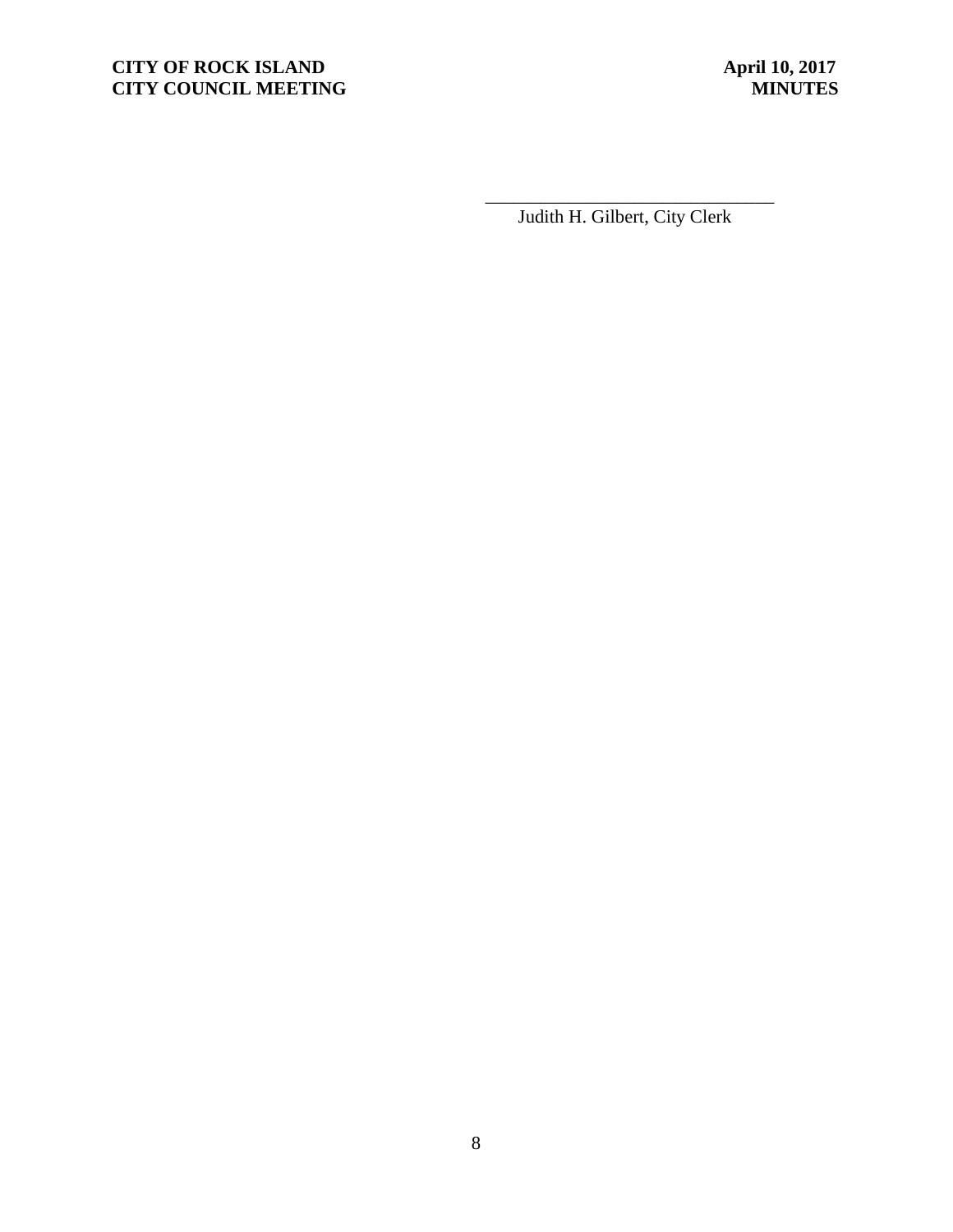\_\_\_\_\_\_\_\_\_\_\_\_\_\_\_\_\_\_\_\_\_\_\_\_\_\_\_\_\_\_\_\_

Judith H. Gilbert, City Clerk